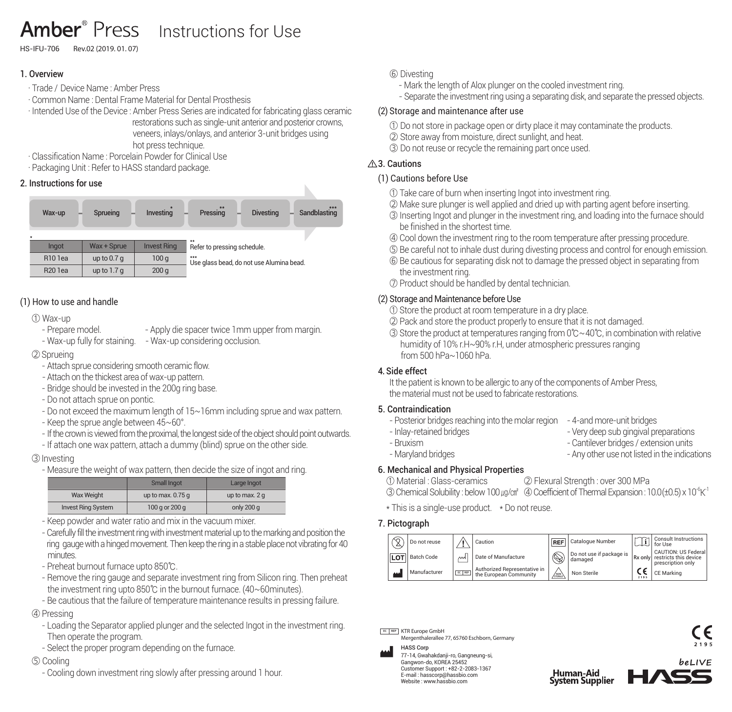# Amber® Press Instructions for Use

HS-IFU-706 Rev.02 (2019. 01. 07)

## 1. Overview

- · Trade / Device Name : Amber Press
- · Common Name : Dental Frame Material for Dental Prosthesis
- · Intended Use of the Device : Amber Press Series are indicated for fabricating glass ceramic restorations such as single-unit anterior and posterior crowns, veneers, inlays/onlays, and anterior 3-unit bridges using hot press technique.
- · Classification Name : Porcelain Powder for Clinical Use
- · Packaging Unit : Refer to HASS standard package.

## 2. Instructions for use

Wax-up – Sprueing – Investing* – Pressing** – Divesting – Sandblasting***

*

| Ingot | Wax + Sprue | Invest Ring |
|---|---|---|
| R10 1ea | up to 0.7 g | 100 g |
| R20 1ea | up to 1.7 g | 200 g |

** Refer to pressing schedule.

*** Use glass bead, do not use Alumina bead.

### (1) How to use and handle

① Wax-up
- Prepare model.
- Apply die spacer twice 1mm upper from margin.
- Wax-up fully for staining.
- Wax-up considering occlusion.

② Sprueing
- Attach sprue considering smooth ceramic flow.
- Attach on the thickest area of wax-up pattern.
- Bridge should be invested in the 200g ring base.
- Do not attach sprue on pontic.
- Do not exceed the maximum length of 15~16mm including sprue and wax pattern.
- Keep the sprue angle between 45~60°.
- If the crown is viewed from the proximal, the longest side of the object should point outwards.
- If attach one wax pattern, attach a dummy (blind) sprue on the other side.

③ Investing
- Measure the weight of wax pattern, then decide the size of ingot and ring.

| | Small Ingot | Large Ingot |
|---|---|---|
| Wax Weight | up to max. 0.75 g | up to max. 2 g |
| Invest Ring System | 100 g or 200 g | only 200 g |

- Keep powder and water ratio and mix in the vacuum mixer.
- Carefully fill the investment ring with investment material up to the marking and position the ring gauge with a hinged movement. Then keep the ring in a stable place not vibrating for 40 minutes.
- Preheat burnout furnace upto 850℃.
- Remove the ring gauge and separate investment ring from Silicon ring. Then preheat the investment ring upto 850℃ in the burnout furnace. (40~60minutes).
- Be cautious that the failure of temperature maintenance results in pressing failure.

④ Pressing
- Loading the Separator applied plunger and the selected Ingot in the investment ring. Then operate the program.
- Select the proper program depending on the furnace.

⑤ Cooling
- Cooling down investment ring slowly after pressing around 1 hour.

⑥ Divesting
- Mark the length of Alox plunger on the cooled investment ring.
- Separate the investment ring using a separating disk, and separate the pressed objects.

### (2) Storage and maintenance after use

① Do not store in package open or dirty place it may contaminate the products.
② Store away from moisture, direct sunlight, and heat.
③ Do not reuse or recycle the remaining part once used.

## ⚠3. Cautions

### (1) Cautions before Use

① Take care of burn when inserting Ingot into investment ring.
② Make sure plunger is well applied and dried up with parting agent before inserting.
③ Inserting Ingot and plunger in the investment ring, and loading into the furnace should be finished in the shortest time.
④ Cool down the investment ring to the room temperature after pressing procedure.
⑤ Be careful not to inhale dust during divesting process and control for enough emission.
⑥ Be cautious for separating disk not to damage the pressed object in separating from the investment ring.
⑦ Product should be handled by dental technician.

### (2) Storage and Maintenance before Use

① Store the product at room temperature in a dry place.
② Pack and store the product properly to ensure that it is not damaged.
③ Store the product at temperatures ranging from 0℃~40℃, in combination with relative humidity of 10% r.H~90% r.H, under atmospheric pressures ranging from 500 hPa~1060 hPa.

## 4. Side effect

It the patient is known to be allergic to any of the components of Amber Press, the material must not be used to fabricate restorations.

## 5. Contraindication

- Posterior bridges reaching into the molar region
- Inlay-retained bridges
- Bruxism
- Maryland bridges
- 4-and more-unit bridges
- Very deep sub gingival preparations
- Cantilever bridges / extension units
- Any other use not listed in the indications

## 6. Mechanical and Physical Properties

① Material : Glass-ceramics ② Flexural Strength : over 300 MPa
③ Chemical Solubility : below 100 ㎍/㎠ ④ Coefficient of Thermal Expansion : $10.0(\pm 0.5) \times 10^{-6}K^{-1}$

* This is a single-use product. * Do not reuse.

## 7. Pictograph

| Symbol | Meaning | Symbol | Meaning | Symbol | Meaning | Symbol | Meaning |
|---|---|---|---|---|---|---|---|
| ⊗ | Do not reuse | ⚠ | Caution | REF | Catalogue Number | i | Consult Instructions for Use |
| LOT | Batch Code | | Date of Manufacture | | Do not use if package is damaged | Rx only | CAUTION: US Federal restricts this device prescription only |
| | Manufacturer | EC REP | Authorized Representative in the European Community | NON STERILE | Non Sterile | CE 2195 | CE Marking |

EC REP KTR Europe GmbH
Mergenthalerallee 77, 65760 Eschborn, Germany

HASS Corp
77-14, Gwahakdanji-ro, Gangneung-si,
Gangwon-do, KOREA 25452
Customer Support : +82-2-2083-1367
E-mail : hasscorp@hassbio.com
Website : www.hassbio.com

Human-Aid System Supplier

CE 2195

beLIVE HASS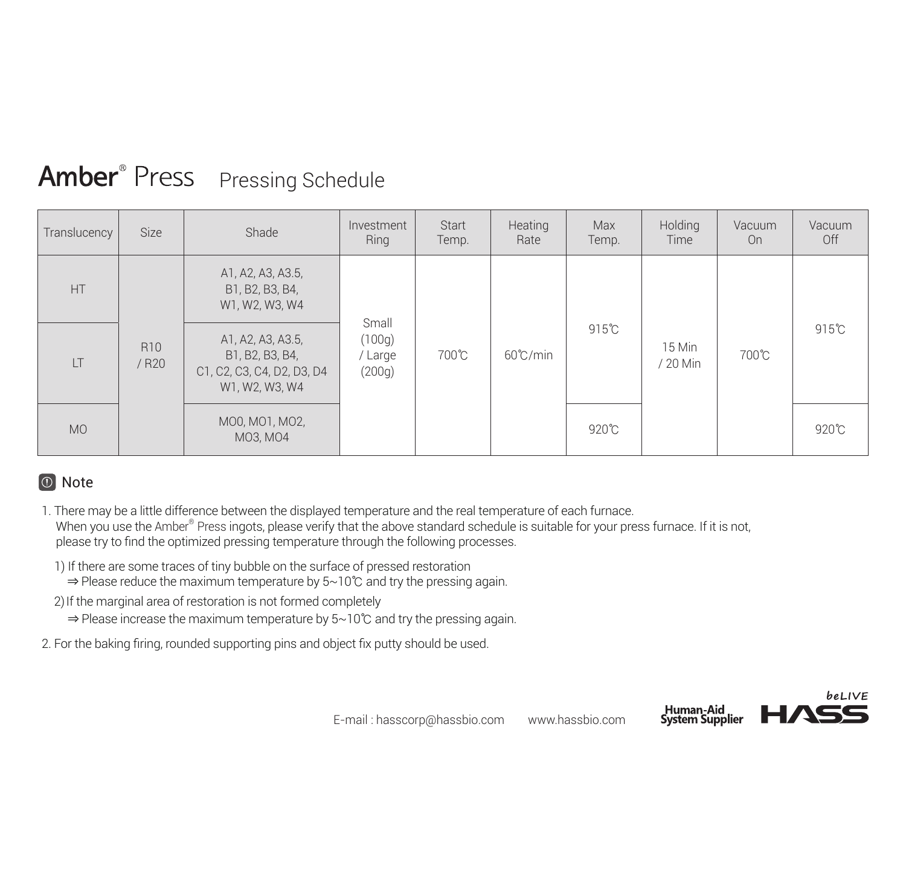# Amber® Press Pressing Schedule

| Translucency | Size | Shade | Investment Ring | Start Temp. | Heating Rate | Max Temp. | Holding Time | Vacuum On | Vacuum Off |
|---|---|---|---|---|---|---|---|---|---|
| HT | R10 / R20 | A1, A2, A3, A3.5, B1, B2, B3, B4, W1, W2, W3, W4 | Small (100g) / Large (200g) | 700℃ | 60℃/min | 915℃ | 15 Min / 20 Min | 700℃ | 915℃ |
| LT | | A1, A2, A3, A3.5, B1, B2, B3, B4, C1, C2, C3, C4, D2, D3, D4 W1, W2, W3, W4 | | | | | | | |
| MO | | MO0, MO1, MO2, MO3, MO4 | | | | 920℃ | | | 920℃ |

## Note

1. There may be a little difference between the displayed temperature and the real temperature of each furnace. When you use the Amber® Press ingots, please verify that the above standard schedule is suitable for your press furnace. If it is not, please try to find the optimized pressing temperature through the following processes.
   1) If there are some traces of tiny bubble on the surface of pressed restoration
      ⇒ Please reduce the maximum temperature by 5~10℃ and try the pressing again.
   2) If the marginal area of restoration is not formed completely
      ⇒ Please increase the maximum temperature by 5~10℃ and try the pressing again.
2. For the baking firing, rounded supporting pins and object fix putty should be used.

E-mail : hasscorp@hassbio.com www.hassbio.com

Human-Aid System Supplier beLIVE HASS